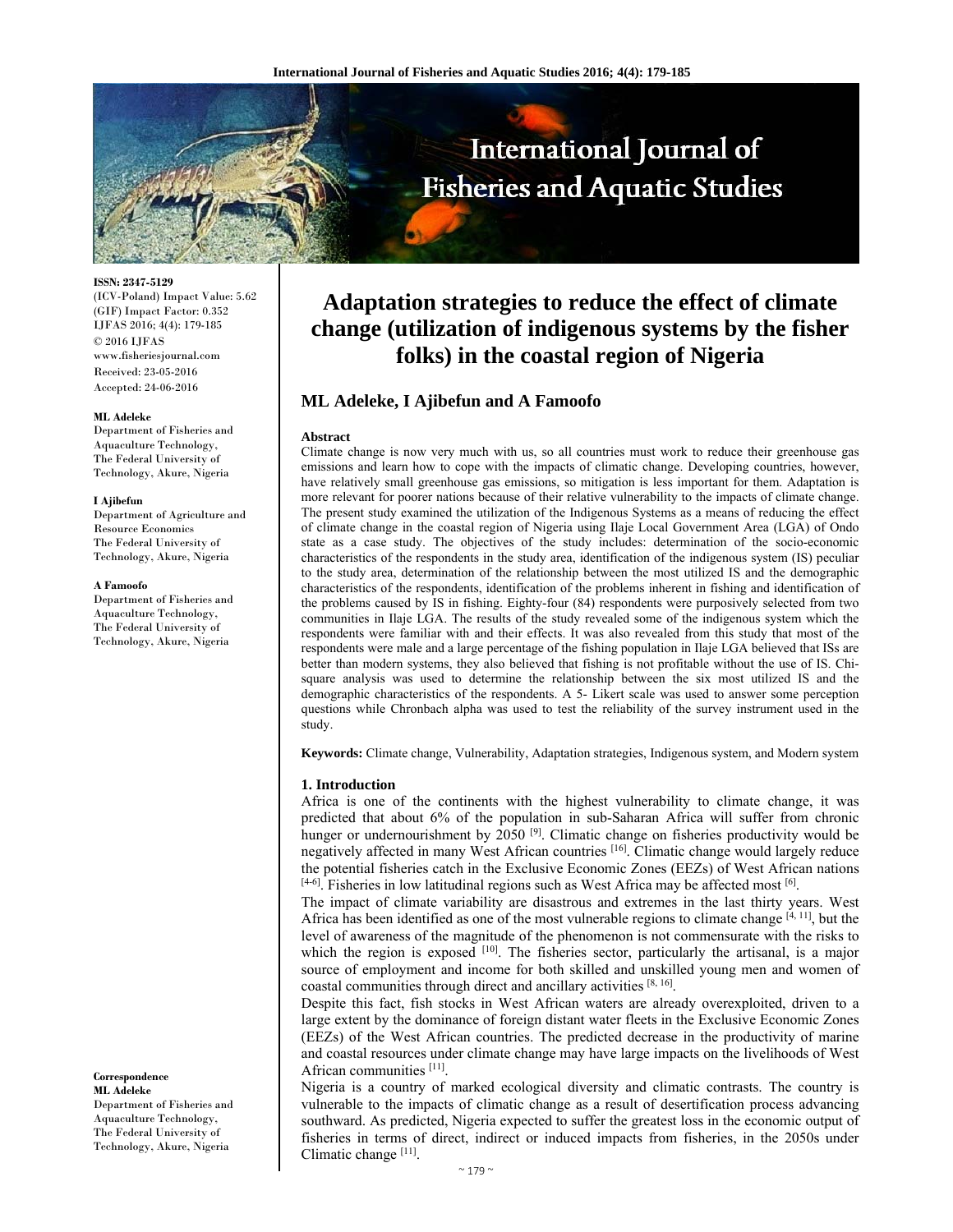# Adaptation strategies to reduce the effect of climate change (utilization of indigenous systems by the fisher folks) in the coastal region of Nigeria

**ML Adeleke, I Ajibefun and A Famoofo**

ISSN: 2347-5129
(ICV-Poland) Impact Value: 5.62
(GIF) Impact Factor: 0.352
IJFAS 2016; 4(4): 179-185
© 2016 IJFAS
www.fisheriesjournal.com
Received: 23-05-2016
Accepted: 24-06-2016

**ML Adeleke**
Department of Fisheries and Aquaculture Technology, The Federal University of Technology, Akure, Nigeria

**I Ajibefun**
Department of Agriculture and Resource Economics The Federal University of Technology, Akure, Nigeria

**A Famoofo**
Department of Fisheries and Aquaculture Technology, The Federal University of Technology, Akure, Nigeria

**Correspondence**
**ML Adeleke**
Department of Fisheries and Aquaculture Technology, The Federal University of Technology, Akure, Nigeria

**Abstract**

Climate change is now very much with us, so all countries must work to reduce their greenhouse gas emissions and learn how to cope with the impacts of climatic change. Developing countries, however, have relatively small greenhouse gas emissions, so mitigation is less important for them. Adaptation is more relevant for poorer nations because of their relative vulnerability to the impacts of climate change. The present study examined the utilization of the Indigenous Systems as a means of reducing the effect of climate change in the coastal region of Nigeria using Ilaje Local Government Area (LGA) of Ondo state as a case study. The objectives of the study includes: determination of the socio-economic characteristics of the respondents in the study area, identification of the indigenous system (IS) peculiar to the study area, determination of the relationship between the most utilized IS and the demographic characteristics of the respondents, identification of the problems inherent in fishing and identification of the problems caused by IS in fishing. Eighty-four (84) respondents were purposively selected from two communities in Ilaje LGA. The results of the study revealed some of the indigenous system which the respondents were familiar with and their effects. It was also revealed from this study that most of the respondents were male and a large percentage of the fishing population in Ilaje LGA believed that ISs are better than modern systems, they also believed that fishing is not profitable without the use of IS. Chi-square analysis was used to determine the relationship between the six most utilized IS and the demographic characteristics of the respondents. A 5- Likert scale was used to answer some perception questions while Chronbach alpha was used to test the reliability of the survey instrument used in the study.

**Keywords:** Climate change, Vulnerability, Adaptation strategies, Indigenous system, and Modern system

## 1. Introduction

Africa is one of the continents with the highest vulnerability to climate change, it was predicted that about 6% of the population in sub-Saharan Africa will suffer from chronic hunger or undernourishment by 2050 [9]. Climatic change on fisheries productivity would be negatively affected in many West African countries [16]. Climatic change would largely reduce the potential fisheries catch in the Exclusive Economic Zones (EEZs) of West African nations [4-6]. Fisheries in low latitudinal regions such as West Africa may be affected most [6].

The impact of climate variability are disastrous and extremes in the last thirty years. West Africa has been identified as one of the most vulnerable regions to climate change [4, 11], but the level of awareness of the magnitude of the phenomenon is not commensurate with the risks to which the region is exposed [10]. The fisheries sector, particularly the artisanal, is a major source of employment and income for both skilled and unskilled young men and women of coastal communities through direct and ancillary activities [8, 16].

Despite this fact, fish stocks in West African waters are already overexploited, driven to a large extent by the dominance of foreign distant water fleets in the Exclusive Economic Zones (EEZs) of the West African countries. The predicted decrease in the productivity of marine and coastal resources under climate change may have large impacts on the livelihoods of West African communities [11].

Nigeria is a country of marked ecological diversity and climatic contrasts. The country is vulnerable to the impacts of climatic change as a result of desertification process advancing southward. As predicted, Nigeria expected to suffer the greatest loss in the economic output of fisheries in terms of direct, indirect or induced impacts from fisheries, in the 2050s under Climatic change [11].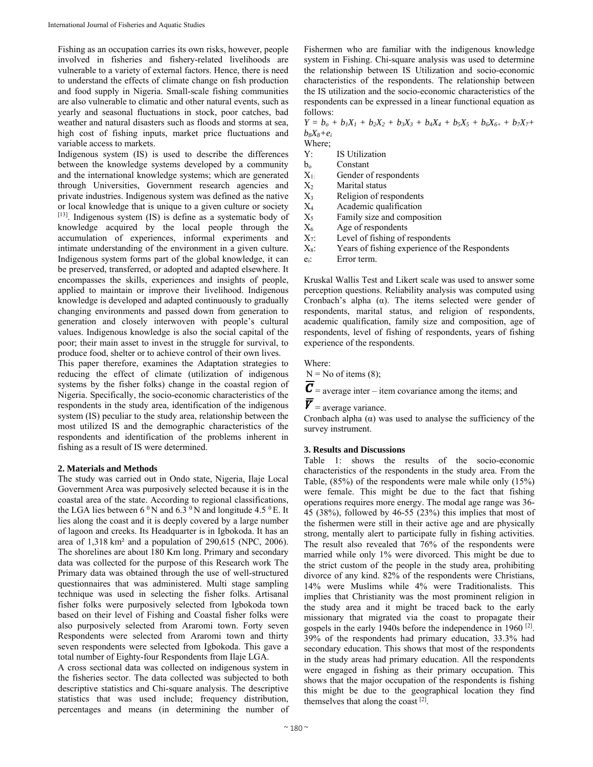Fishing as an occupation carries its own risks, however, people involved in fisheries and fishery-related livelihoods are vulnerable to a variety of external factors. Hence, there is need to understand the effects of climate change on fish production and food supply in Nigeria. Small-scale fishing communities are also vulnerable to climatic and other natural events, such as yearly and seasonal fluctuations in stock, poor catches, bad weather and natural disasters such as floods and storms at sea, high cost of fishing inputs, market price fluctuations and variable access to markets.

Indigenous system (IS) is used to describe the differences between the knowledge systems developed by a community and the international knowledge systems; which are generated through Universities, Government research agencies and private industries. Indigenous system was defined as the native or local knowledge that is unique to a given culture or society [13]. Indigenous system (IS) is define as a systematic body of knowledge acquired by the local people through the accumulation of experiences, informal experiments and intimate understanding of the environment in a given culture. Indigenous system forms part of the global knowledge, it can be preserved, transferred, or adopted and adapted elsewhere. It encompasses the skills, experiences and insights of people, applied to maintain or improve their livelihood. Indigenous knowledge is developed and adapted continuously to gradually changing environments and passed down from generation to generation and closely interwoven with people's cultural values. Indigenous knowledge is also the social capital of the poor; their main asset to invest in the struggle for survival, to produce food, shelter or to achieve control of their own lives.

This paper therefore, examines the Adaptation strategies to reducing the effect of climate (utilization of indigenous systems by the fisher folks) change in the coastal region of Nigeria. Specifically, the socio-economic characteristics of the respondents in the study area, identification of the indigenous system (IS) peculiar to the study area, relationship between the most utilized IS and the demographic characteristics of the respondents and identification of the problems inherent in fishing as a result of IS were determined.

## 2. Materials and Methods

The study was carried out in Ondo state, Nigeria, Ilaje Local Government Area was purposively selected because it is in the coastal area of the state. According to regional classifications, the LGA lies between 6 $^0$N and 6.3 $^0$N and longitude 4.5 $^0$E. It lies along the coast and it is deeply covered by a large number of lagoon and creeks. Its Headquarter is in Igbokoda. It has an area of 1,318 km² and a population of 290,615 (NPC, 2006). The shorelines are about 180 Km long. Primary and secondary data was collected for the purpose of this Research work The Primary data was obtained through the use of well-structured questionnaires that was administered. Multi stage sampling technique was used in selecting the fisher folks. Artisanal fisher folks were purposively selected from Igbokoda town based on their level of Fishing and Coastal fisher folks were also purposively selected from Araromi town. Forty seven Respondents were selected from Araromi town and thirty seven respondents were selected from Igbokoda. This gave a total number of Eighty-four Respondents from Ilaje LGA.

A cross sectional data was collected on indigenous system in the fisheries sector. The data collected was subjected to both descriptive statistics and Chi-square analysis. The descriptive statistics that was used include; frequency distribution, percentages and means (in determining the number of Fishermen who are familiar with the indigenous knowledge system in Fishing. Chi-square analysis was used to determine the relationship between IS Utilization and socio-economic characteristics of the respondents. The relationship between the IS utilization and the socio-economic characteristics of the respondents can be expressed in a linear functional equation as follows:

$$Y = b_o + b_1X_1 + b_2X_2 + b_3X_3 + b_4X_4 + b_5X_5 + b_6X_{6+} + b_7X_7 + b_8X_8 + e_i$$

Where;

- Y: IS Utilization
- $b_o$ Constant
- $X_1$: Gender of respondents
- $X_2$ Marital status
- $X_3$ Religion of respondents
- $X_4$ Academic qualification
- $X_5$ Family size and composition
- $X_6$ Age of respondents
- $X_7$: Level of fishing of respondents
- $X_8$: Years of fishing experience of the Respondents
- $e_i$: Error term.

Kruskal Wallis Test and Likert scale was used to answer some perception questions. Reliability analysis was computed using Cronbach's alpha (α). The items selected were gender of respondents, marital status, and religion of respondents, academic qualification, family size and composition, age of respondents, level of fishing of respondents, years of fishing experience of the respondents.

Where:

N = No of items (8);

$\bar{C}$ = average inter – item covariance among the items; and

$\bar{V}$ = average variance.

Cronbach alpha (α) was used to analyse the sufficiency of the survey instrument.

## 3. Results and Discussions

Table 1: shows the results of the socio-economic characteristics of the respondents in the study area. From the Table, (85%) of the respondents were male while only (15%) were female. This might be due to the fact that fishing operations requires more energy. The modal age range was 36-45 (38%), followed by 46-55 (23%) this implies that most of the fishermen were still in their active age and are physically strong, mentally alert to participate fully in fishing activities. The result also revealed that 76% of the respondents were married while only 1% were divorced. This might be due to the strict custom of the people in the study area, prohibiting divorce of any kind. 82% of the respondents were Christians, 14% were Muslims while 4% were Traditionalists. This implies that Christianity was the most prominent religion in the study area and it might be traced back to the early missionary that migrated via the coast to propagate their gospels in the early 1940s before the independence in 1960 [2]. 39% of the respondents had primary education, 33.3% had secondary education. This shows that most of the respondents in the study areas had primary education. All the respondents were engaged in fishing as their primary occupation. This shows that the major occupation of the respondents is fishing this might be due to the geographical location they find themselves that along the coast [2].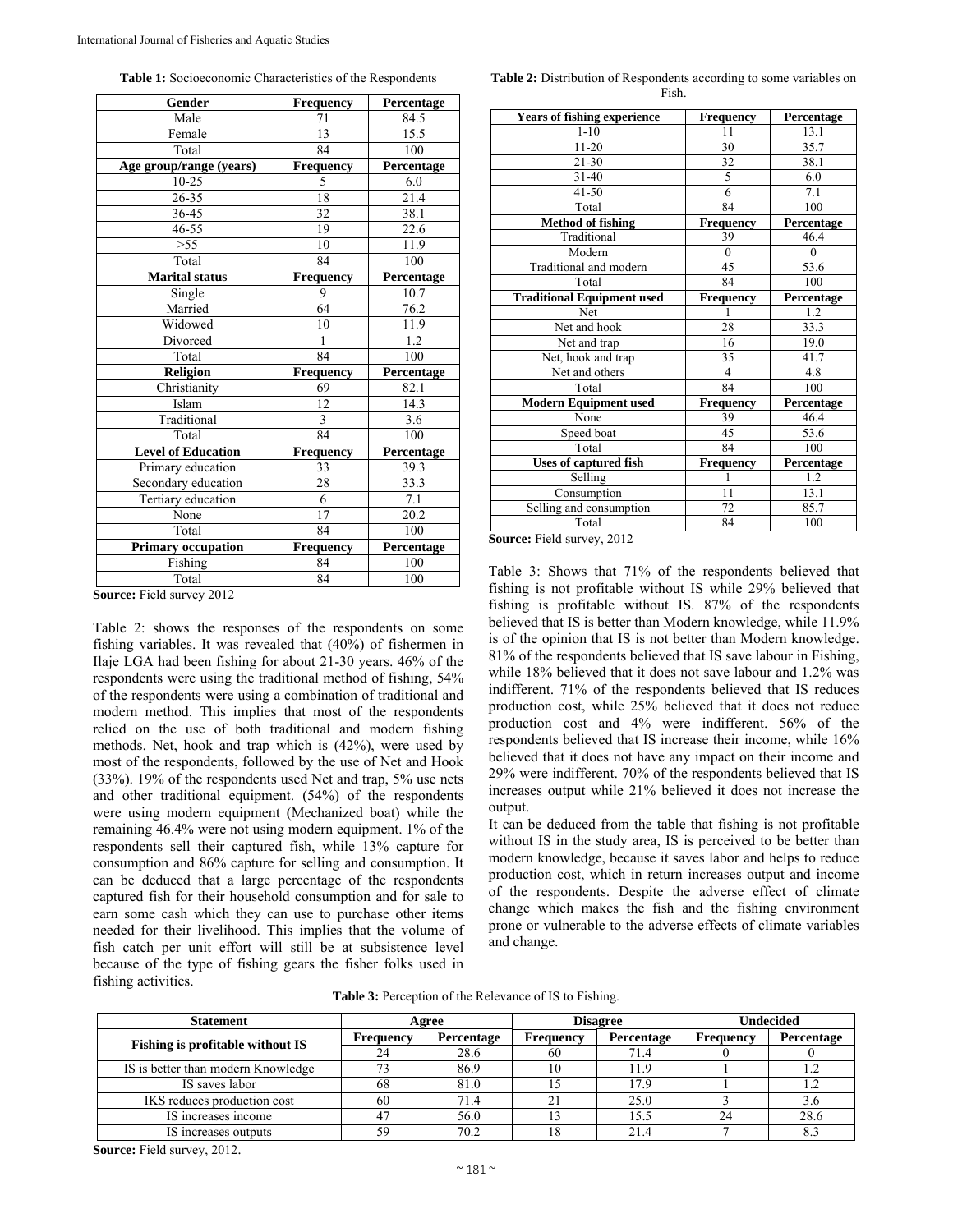**Table 1:** Socioeconomic Characteristics of the Respondents

| Gender | Frequency | Percentage |
|---|---|---|
| Male | 71 | 84.5 |
| Female | 13 | 15.5 |
| Total | 84 | 100 |
| **Age group/range (years)** | **Frequency** | **Percentage** |
| 10-25 | 5 | 6.0 |
| 26-35 | 18 | 21.4 |
| 36-45 | 32 | 38.1 |
| 46-55 | 19 | 22.6 |
| >55 | 10 | 11.9 |
| Total | 84 | 100 |
| **Marital status** | **Frequency** | **Percentage** |
| Single | 9 | 10.7 |
| Married | 64 | 76.2 |
| Widowed | 10 | 11.9 |
| Divorced | 1 | 1.2 |
| Total | 84 | 100 |
| **Religion** | **Frequency** | **Percentage** |
| Christianity | 69 | 82.1 |
| Islam | 12 | 14.3 |
| Traditional | 3 | 3.6 |
| Total | 84 | 100 |
| **Level of Education** | **Frequency** | **Percentage** |
| Primary education | 33 | 39.3 |
| Secondary education | 28 | 33.3 |
| Tertiary education | 6 | 7.1 |
| None | 17 | 20.2 |
| Total | 84 | 100 |
| **Primary occupation** | **Frequency** | **Percentage** |
| Fishing | 84 | 100 |
| Total | 84 | 100 |

**Source:** Field survey 2012

Table 2: shows the responses of the respondents on some fishing variables. It was revealed that (40%) of fishermen in Ilaje LGA had been fishing for about 21-30 years. 46% of the respondents were using the traditional method of fishing, 54% of the respondents were using a combination of traditional and modern method. This implies that most of the respondents relied on the use of both traditional and modern fishing methods. Net, hook and trap which is (42%), were used by most of the respondents, followed by the use of Net and Hook (33%). 19% of the respondents used Net and trap, 5% use nets and other traditional equipment. (54%) of the respondents were using modern equipment (Mechanized boat) while the remaining 46.4% were not using modern equipment. 1% of the respondents sell their captured fish, while 13% capture for consumption and 86% capture for selling and consumption. It can be deduced that a large percentage of the respondents captured fish for their household consumption and for sale to earn some cash which they can use to purchase other items needed for their livelihood. This implies that the volume of fish catch per unit effort will still be at subsistence level because of the type of fishing gears the fisher folks used in fishing activities.

**Table 2:** Distribution of Respondents according to some variables on Fish.

| Years of fishing experience | Frequency | Percentage |
|---|---|---|
| 1-10 | 11 | 13.1 |
| 11-20 | 30 | 35.7 |
| 21-30 | 32 | 38.1 |
| 31-40 | 5 | 6.0 |
| 41-50 | 6 | 7.1 |
| Total | 84 | 100 |
| **Method of fishing** | **Frequency** | **Percentage** |
| Traditional | 39 | 46.4 |
| Modern | 0 | 0 |
| Traditional and modern | 45 | 53.6 |
| Total | 84 | 100 |
| **Traditional Equipment used** | **Frequency** | **Percentage** |
| Net | 1 | 1.2 |
| Net and hook | 28 | 33.3 |
| Net and trap | 16 | 19.0 |
| Net, hook and trap | 35 | 41.7 |
| Net and others | 4 | 4.8 |
| Total | 84 | 100 |
| **Modern Equipment used** | **Frequency** | **Percentage** |
| None | 39 | 46.4 |
| Speed boat | 45 | 53.6 |
| Total | 84 | 100 |
| **Uses of captured fish** | **Frequency** | **Percentage** |
| Selling | 1 | 1.2 |
| Consumption | 11 | 13.1 |
| Selling and consumption | 72 | 85.7 |
| Total | 84 | 100 |

**Source:** Field survey, 2012

Table 3: Shows that 71% of the respondents believed that fishing is not profitable without IS while 29% believed that fishing is profitable without IS. 87% of the respondents believed that IS is better than Modern knowledge, while 11.9% is of the opinion that IS is not better than Modern knowledge. 81% of the respondents believed that IS save labour in Fishing, while 18% believed that it does not save labour and 1.2% was indifferent. 71% of the respondents believed that IS reduces production cost, while 25% believed that it does not reduce production cost and 4% were indifferent. 56% of the respondents believed that IS increase their income, while 16% believed that it does not have any impact on their income and 29% were indifferent. 70% of the respondents believed that IS increases output while 21% believed it does not increase the output.

It can be deduced from the table that fishing is not profitable without IS in the study area, IS is perceived to be better than modern knowledge, because it saves labor and helps to reduce production cost, which in return increases output and income of the respondents. Despite the adverse effect of climate change which makes the fish and the fishing environment prone or vulnerable to the adverse effects of climate variables and change.

**Table 3:** Perception of the Relevance of IS to Fishing.

| Statement | Agree | | Disagree | | Undecided | |
|---|---|---|---|---|---|---|
| | Frequency | Percentage | Frequency | Percentage | Frequency | Percentage |
| Fishing is profitable without IS | 24 | 28.6 | 60 | 71.4 | 0 | 0 |
| IS is better than modern Knowledge | 73 | 86.9 | 10 | 11.9 | 1 | 1.2 |
| IS saves labor | 68 | 81.0 | 15 | 17.9 | 1 | 1.2 |
| IKS reduces production cost | 60 | 71.4 | 21 | 25.0 | 3 | 3.6 |
| IS increases income | 47 | 56.0 | 13 | 15.5 | 24 | 28.6 |
| IS increases outputs | 59 | 70.2 | 18 | 21.4 | 7 | 8.3 |

**Source:** Field survey, 2012.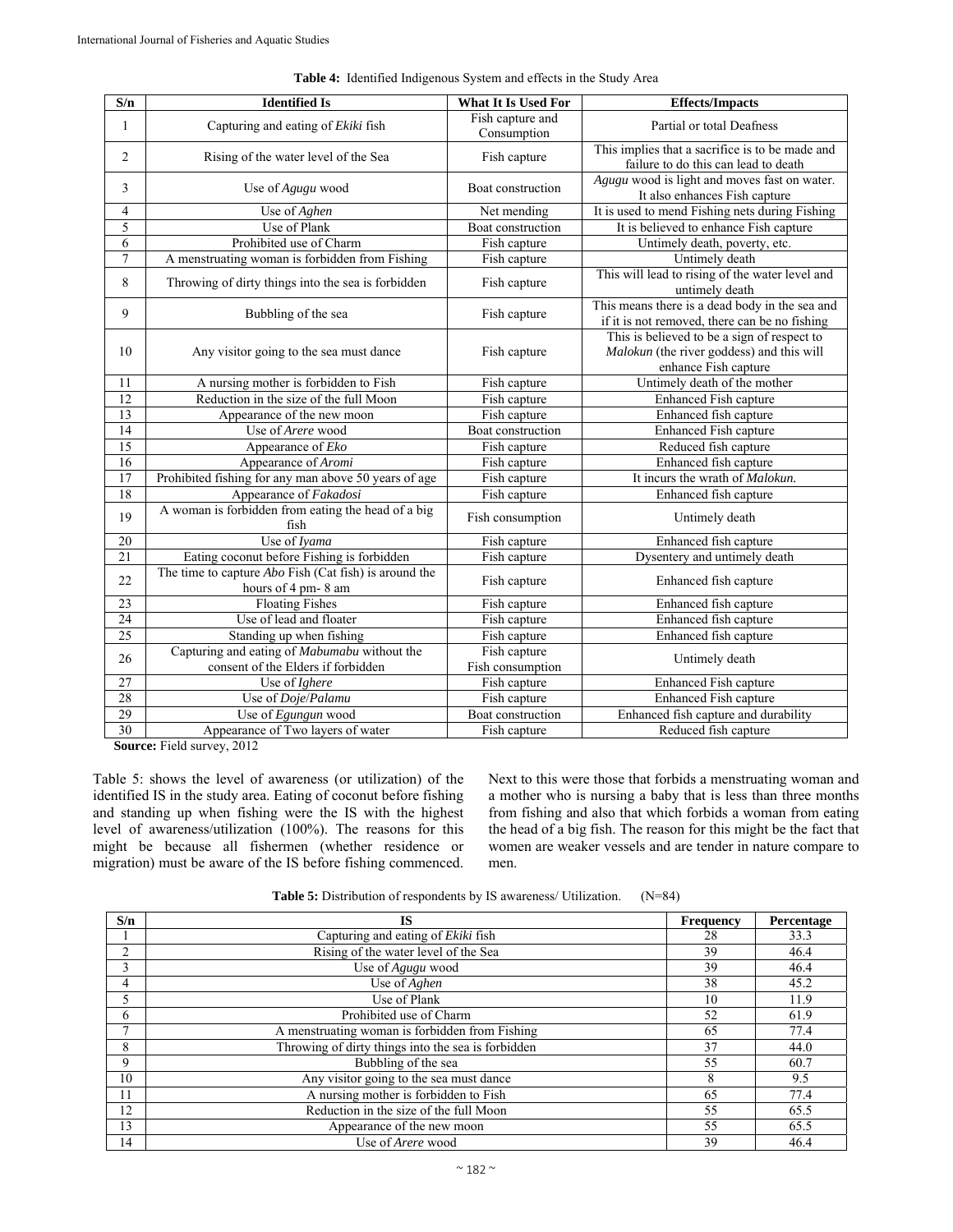**Table 4:** Identified Indigenous System and effects in the Study Area

| S/n | Identified Is | What It Is Used For | Effects/Impacts |
|---|---|---|---|
| 1 | Capturing and eating of *Ekiki* fish | Fish capture and Consumption | Partial or total Deafness |
| 2 | Rising of the water level of the Sea | Fish capture | This implies that a sacrifice is to be made and failure to do this can lead to death |
| 3 | Use of *Agugu* wood | Boat construction | *Agugu* wood is light and moves fast on water. It also enhances Fish capture |
| 4 | Use of *Aghen* | Net mending | It is used to mend Fishing nets during Fishing |
| 5 | Use of Plank | Boat construction | It is believed to enhance Fish capture |
| 6 | Prohibited use of Charm | Fish capture | Untimely death, poverty, etc. |
| 7 | A menstruating woman is forbidden from Fishing | Fish capture | Untimely death |
| 8 | Throwing of dirty things into the sea is forbidden | Fish capture | This will lead to rising of the water level and untimely death |
| 9 | Bubbling of the sea | Fish capture | This means there is a dead body in the sea and if it is not removed, there can be no fishing |
| 10 | Any visitor going to the sea must dance | Fish capture | This is believed to be a sign of respect to *Malokun* (the river goddess) and this will enhance Fish capture |
| 11 | A nursing mother is forbidden to Fish | Fish capture | Untimely death of the mother |
| 12 | Reduction in the size of the full Moon | Fish capture | Enhanced Fish capture |
| 13 | Appearance of the new moon | Fish capture | Enhanced fish capture |
| 14 | Use of *Arere* wood | Boat construction | Enhanced Fish capture |
| 15 | Appearance of *Eko* | Fish capture | Reduced fish capture |
| 16 | Appearance of *Aromi* | Fish capture | Enhanced fish capture |
| 17 | Prohibited fishing for any man above 50 years of age | Fish capture | It incurs the wrath of *Malokun.* |
| 18 | Appearance of *Fakadosi* | Fish capture | Enhanced fish capture |
| 19 | A woman is forbidden from eating the head of a big fish | Fish consumption | Untimely death |
| 20 | Use of *Iyama* | Fish capture | Enhanced fish capture |
| 21 | Eating coconut before Fishing is forbidden | Fish capture | Dysentery and untimely death |
| 22 | The time to capture *Abo* Fish (Cat fish) is around the hours of 4 pm- 8 am | Fish capture | Enhanced fish capture |
| 23 | Floating Fishes | Fish capture | Enhanced fish capture |
| 24 | Use of lead and floater | Fish capture | Enhanced fish capture |
| 25 | Standing up when fishing | Fish capture | Enhanced fish capture |
| 26 | Capturing and eating of *Mabumabu* without the consent of the Elders if forbidden | Fish capture Fish consumption | Untimely death |
| 27 | Use of *Ighere* | Fish capture | Enhanced Fish capture |
| 28 | Use of *Doje*/*Palamu* | Fish capture | Enhanced Fish capture |
| 29 | Use of *Egungun* wood | Boat construction | Enhanced fish capture and durability |
| 30 | Appearance of Two layers of water | Fish capture | Reduced fish capture |

**Source:** Field survey, 2012

Table 5: shows the level of awareness (or utilization) of the identified IS in the study area. Eating of coconut before fishing and standing up when fishing were the IS with the highest level of awareness/utilization (100%). The reasons for this might be because all fishermen (whether residence or migration) must be aware of the IS before fishing commenced. Next to this were those that forbids a menstruating woman and a mother who is nursing a baby that is less than three months from fishing and also that which forbids a woman from eating the head of a big fish. The reason for this might be the fact that women are weaker vessels and are tender in nature compare to men.

**Table 5:** Distribution of respondents by IS awareness/ Utilization. (N=84)

| S/n | IS | Frequency | Percentage |
|---|---|---|---|
| 1 | Capturing and eating of *Ekiki* fish | 28 | 33.3 |
| 2 | Rising of the water level of the Sea | 39 | 46.4 |
| 3 | Use of *Agugu* wood | 39 | 46.4 |
| 4 | Use of *Aghen* | 38 | 45.2 |
| 5 | Use of Plank | 10 | 11.9 |
| 6 | Prohibited use of Charm | 52 | 61.9 |
| 7 | A menstruating woman is forbidden from Fishing | 65 | 77.4 |
| 8 | Throwing of dirty things into the sea is forbidden | 37 | 44.0 |
| 9 | Bubbling of the sea | 55 | 60.7 |
| 10 | Any visitor going to the sea must dance | 8 | 9.5 |
| 11 | A nursing mother is forbidden to Fish | 65 | 77.4 |
| 12 | Reduction in the size of the full Moon | 55 | 65.5 |
| 13 | Appearance of the new moon | 55 | 65.5 |
| 14 | Use of *Arere* wood | 39 | 46.4 |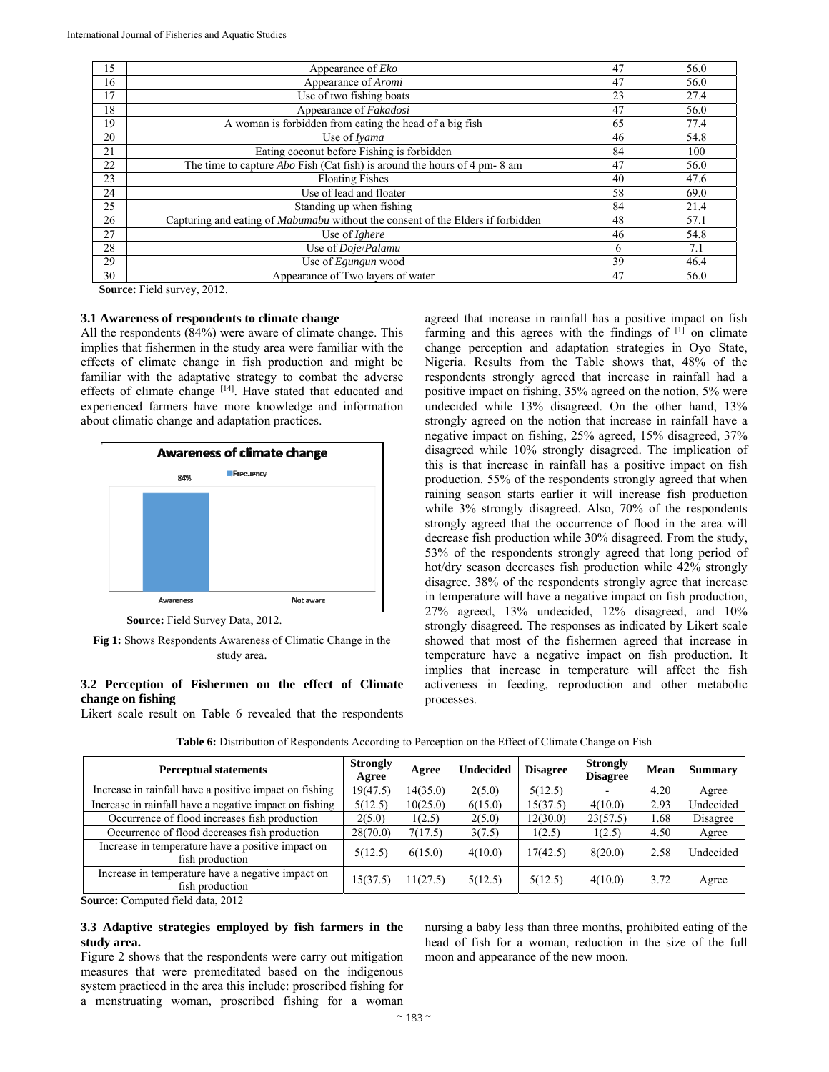| 15 | Appearance of *Eko* | 47 | 56.0 |
|---|---|---|---|
| 16 | Appearance of *Aromi* | 47 | 56.0 |
| 17 | Use of two fishing boats | 23 | 27.4 |
| 18 | Appearance of *Fakadosi* | 47 | 56.0 |
| 19 | A woman is forbidden from eating the head of a big fish | 65 | 77.4 |
| 20 | Use of *Iyama* | 46 | 54.8 |
| 21 | Eating coconut before Fishing is forbidden | 84 | 100 |
| 22 | The time to capture *Abo* Fish (Cat fish) is around the hours of 4 pm- 8 am | 47 | 56.0 |
| 23 | Floating Fishes | 40 | 47.6 |
| 24 | Use of lead and floater | 58 | 69.0 |
| 25 | Standing up when fishing | 84 | 21.4 |
| 26 | Capturing and eating of *Mabumabu* without the consent of the Elders if forbidden | 48 | 57.1 |
| 27 | Use of *Ighere* | 46 | 54.8 |
| 28 | Use of *Doje*/*Palamu* | 6 | 7.1 |
| 29 | Use of *Egungun* wood | 39 | 46.4 |
| 30 | Appearance of Two layers of water | 47 | 56.0 |

**Source:** Field survey, 2012.

### 3.1 Awareness of respondents to climate change

All the respondents (84%) were aware of climate change. This implies that fishermen in the study area were familiar with the effects of climate change in fish production and might be familiar with the adaptative strategy to combat the adverse effects of climate change [14]. Have stated that educated and experienced farmers have more knowledge and information about climatic change and adaptation practices.

**Source:** Field Survey Data, 2012.

**Fig 1:** Shows Respondents Awareness of Climatic Change in the study area.

### 3.2 Perception of Fishermen on the effect of Climate change on fishing

Likert scale result on Table 6 revealed that the respondents agreed that increase in rainfall has a positive impact on fish farming and this agrees with the findings of [1] on climate change perception and adaptation strategies in Oyo State, Nigeria. Results from the Table shows that, 48% of the respondents strongly agreed that increase in rainfall had a positive impact on fishing, 35% agreed on the notion, 5% were undecided while 13% disagreed. On the other hand, 13% strongly agreed on the notion that increase in rainfall have a negative impact on fishing, 25% agreed, 15% disagreed, 37% disagreed while 10% strongly disagreed. The implication of this is that increase in rainfall has a positive impact on fish production. 55% of the respondents strongly agreed that when raining season starts earlier it will increase fish production while 3% strongly disagreed. Also, 70% of the respondents strongly agreed that the occurrence of flood in the area will decrease fish production while 30% disagreed. From the study, 53% of the respondents strongly agreed that long period of hot/dry season decreases fish production while 42% strongly disagree. 38% of the respondents strongly agree that increase in temperature will have a negative impact on fish production, 27% agreed, 13% undecided, 12% disagreed, and 10% strongly disagreed. The responses as indicated by Likert scale showed that most of the fishermen agreed that increase in temperature have a negative impact on fish production. It implies that increase in temperature will affect the fish activeness in feeding, reproduction and other metabolic processes.

**Table 6:** Distribution of Respondents According to Perception on the Effect of Climate Change on Fish

| Perceptual statements | Strongly Agree | Agree | Undecided | Disagree | Strongly Disagree | Mean | Summary |
|---|---|---|---|---|---|---|---|
| Increase in rainfall have a positive impact on fishing | 19(47.5) | 14(35.0) | 2(5.0) | 5(12.5) | - | 4.20 | Agree |
| Increase in rainfall have a negative impact on fishing | 5(12.5) | 10(25.0) | 6(15.0) | 15(37.5) | 4(10.0) | 2.93 | Undecided |
| Occurrence of flood increases fish production | 2(5.0) | 1(2.5) | 2(5.0) | 12(30.0) | 23(57.5) | 1.68 | Disagree |
| Occurrence of flood decreases fish production | 28(70.0) | 7(17.5) | 3(7.5) | 1(2.5) | 1(2.5) | 4.50 | Agree |
| Increase in temperature have a positive impact on fish production | 5(12.5) | 6(15.0) | 4(10.0) | 17(42.5) | 8(20.0) | 2.58 | Undecided |
| Increase in temperature have a negative impact on fish production | 15(37.5) | 11(27.5) | 5(12.5) | 5(12.5) | 4(10.0) | 3.72 | Agree |

**Source:** Computed field data, 2012

### 3.3 Adaptive strategies employed by fish farmers in the study area.

Figure 2 shows that the respondents were carry out mitigation measures that were premeditated based on the indigenous system practiced in the area this include: proscribed fishing for a menstruating woman, proscribed fishing for a woman nursing a baby less than three months, prohibited eating of the head of fish for a woman, reduction in the size of the full moon and appearance of the new moon.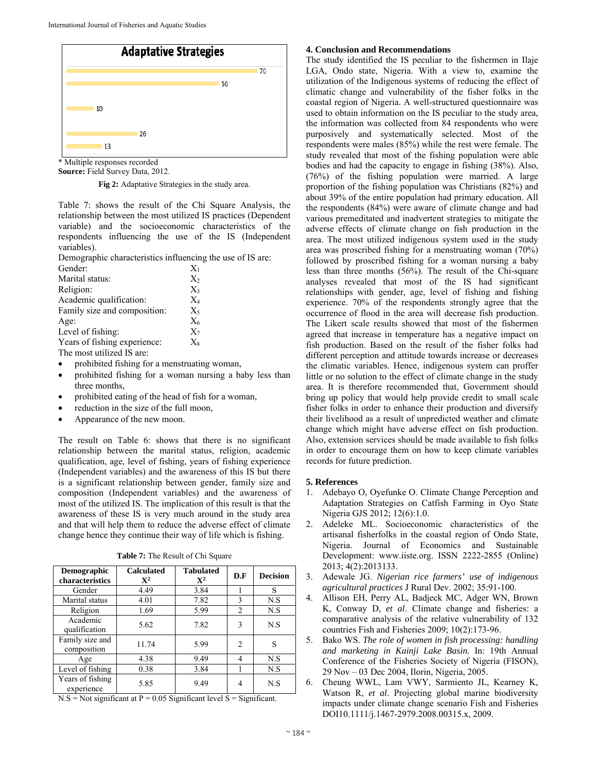**Adaptative Strategies**

* Multiple responses recorded

**Source:** Field Survey Data, 2012.

**Fig 2:** Adaptative Strategies in the study area.

Table 7: shows the result of the Chi Square Analysis, the relationship between the most utilized IS practices (Dependent variable) and the socioeconomic characteristics of the respondents influencing the use of the IS (Independent variables).

Demographic characteristics influencing the use of IS are:

| | |
|---|---|
| Gender: | $X_1$ |
| Marital status: | $X_2$ |
| Religion: | $X_3$ |
| Academic qualification: | $X_4$ |
| Family size and composition: | $X_5$ |
| Age: | $X_6$ |
| Level of fishing: | $X_7$ |
| Years of fishing experience: | $X_8$ |

The most utilized IS are:

- prohibited fishing for a menstruating woman,
- prohibited fishing for a woman nursing a baby less than three months,
- prohibited eating of the head of fish for a woman,
- reduction in the size of the full moon,
- Appearance of the new moon.

The result on Table 6: shows that there is no significant relationship between the marital status, religion, academic qualification, age, level of fishing, years of fishing experience (Independent variables) and the awareness of this IS but there is a significant relationship between gender, family size and composition (Independent variables) and the awareness of most of the utilized IS. The implication of this result is that the awareness of these IS is very much around in the study area and that will help them to reduce the adverse effect of climate change hence they continue their way of life which is fishing.

**Table 7:** The Result of Chi Square

| Demographic characteristics | Calculated $X^2$ | Tabulated $X^2$ | D.F | Decision |
|---|---|---|---|---|
| Gender | 4.49 | 3.84 | 1 | S |
| Marital status | 4.01 | 7.82 | 3 | N.S |
| Religion | 1.69 | 5.99 | 2 | N.S |
| Academic qualification | 5.62 | 7.82 | 3 | N.S |
| Family size and composition | 11.74 | 5.99 | 2 | S |
| Age | 4.38 | 9.49 | 4 | N.S |
| Level of fishing | 0.38 | 3.84 | 1 | N.S |
| Years of fishing experience | 5.85 | 9.49 | 4 | N.S |

N.S = Not significant at P = 0.05 Significant level S = Significant.

## 4. Conclusion and Recommendations

The study identified the IS peculiar to the fishermen in Ilaje LGA, Ondo state, Nigeria. With a view to, examine the utilization of the Indigenous systems of reducing the effect of climatic change and vulnerability of the fisher folks in the coastal region of Nigeria. A well-structured questionnaire was used to obtain information on the IS peculiar to the study area, the information was collected from 84 respondents who were purposively and systematically selected. Most of the respondents were males (85%) while the rest were female. The study revealed that most of the fishing population were able bodies and had the capacity to engage in fishing (38%). Also, (76%) of the fishing population were married. A large proportion of the fishing population was Christians (82%) and about 39% of the entire population had primary education. All the respondents (84%) were aware of climate change and had various premeditated and inadvertent strategies to mitigate the adverse effects of climate change on fish production in the area. The most utilized indigenous system used in the study area was proscribed fishing for a menstruating woman (70%) followed by proscribed fishing for a woman nursing a baby less than three months (56%). The result of the Chi-square analyses revealed that most of the IS had significant relationships with gender, age, level of fishing and fishing experience. 70% of the respondents strongly agree that the occurrence of flood in the area will decrease fish production. The Likert scale results showed that most of the fishermen agreed that increase in temperature has a negative impact on fish production. Based on the result of the fisher folks had different perception and attitude towards increase or decreases the climatic variables. Hence, indigenous system can proffer little or no solution to the effect of climate change in the study area. It is therefore recommended that, Government should bring up policy that would help provide credit to small scale fisher folks in order to enhance their production and diversify their livelihood as a result of unpredicted weather and climate change which might have adverse effect on fish production. Also, extension services should be made available to fish folks in order to encourage them on how to keep climate variables records for future prediction.

## 5. References

1. Adebayo O, Oyefunke O. Climate Change Perception and Adaptation Strategies on Catfish Farming in Oyo State Nigeria GJS 2012; 12(6):1.0.
2. Adeleke ML. Socioeconomic characteristics of the artisanal fisherfolks in the coastal region of Ondo State, Nigeria. Journal of Economics and Sustainable Development: www.iiste.org. ISSN 2222-2855 (Online) 2013; 4(2):2013133.
3. Adewale JG. *Nigerian rice farmers' use of indigenous agricultural practices* J Rural Dev. 2002; 35:91-100.
4. Allison EH, Perry AL, Badjeck MC, Adger WN, Brown K, Conway D, *et al*. Climate change and fisheries: a comparative analysis of the relative vulnerability of 132 countries Fish and Fisheries 2009; 10(2):173-96.
5. Bako WS. *The role of women in fish processing: handling and marketing in Kainji Lake Basin.* In: 19th Annual Conference of the Fisheries Society of Nigeria (FISON), 29 Nov – 03 Dec 2004, Ilorin, Nigeria, 2005.
6. Cheung WWL, Lam VWY, Sarmiento JL, Kearney K, Watson R, *et al*. Projecting global marine biodiversity impacts under climate change scenario Fish and Fisheries DOI10.1111/j.1467-2979.2008.00315.x, 2009.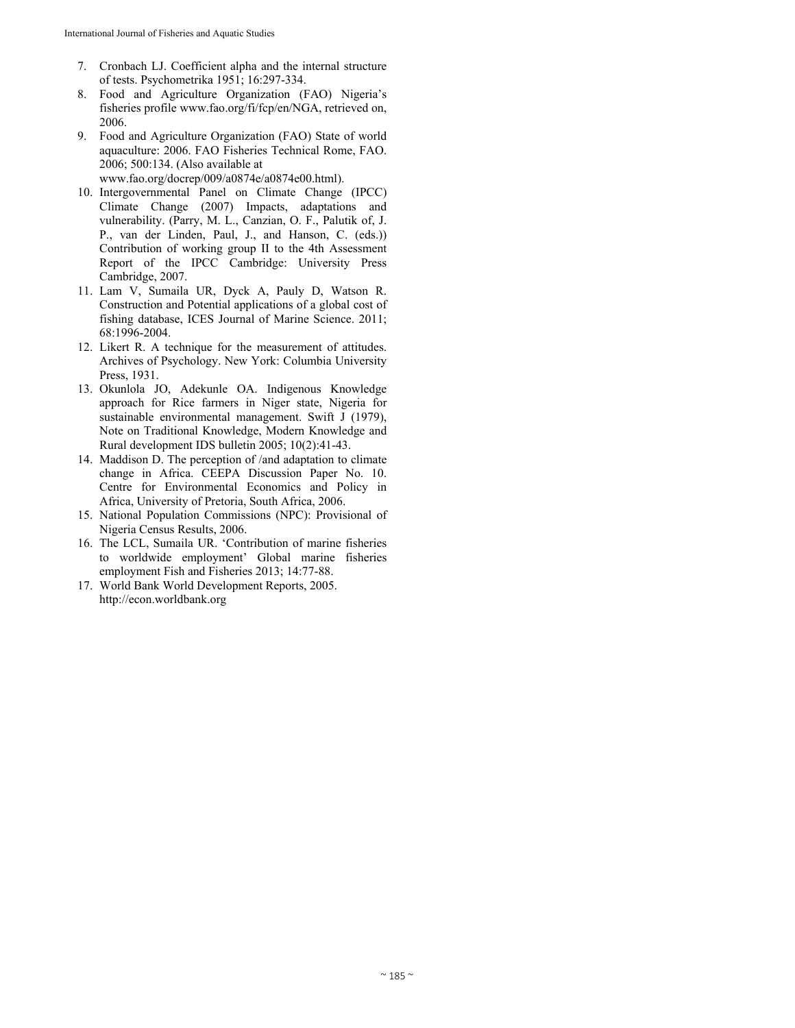7. Cronbach LJ. Coefficient alpha and the internal structure of tests. Psychometrika 1951; 16:297-334.
8. Food and Agriculture Organization (FAO) Nigeria's fisheries profile www.fao.org/fi/fcp/en/NGA, retrieved on, 2006.
9. Food and Agriculture Organization (FAO) State of world aquaculture: 2006. FAO Fisheries Technical Rome, FAO. 2006; 500:134. (Also available at www.fao.org/docrep/009/a0874e/a0874e00.html).
10. Intergovernmental Panel on Climate Change (IPCC) Climate Change (2007) Impacts, adaptations and vulnerability. (Parry, M. L., Canzian, O. F., Palutik of, J. P., van der Linden, Paul, J., and Hanson, C. (eds.)) Contribution of working group II to the 4th Assessment Report of the IPCC Cambridge: University Press Cambridge, 2007.
11. Lam V, Sumaila UR, Dyck A, Pauly D, Watson R. Construction and Potential applications of a global cost of fishing database, ICES Journal of Marine Science. 2011; 68:1996-2004.
12. Likert R. A technique for the measurement of attitudes. Archives of Psychology. New York: Columbia University Press, 1931.
13. Okunlola JO, Adekunle OA. Indigenous Knowledge approach for Rice farmers in Niger state, Nigeria for sustainable environmental management. Swift J (1979), Note on Traditional Knowledge, Modern Knowledge and Rural development IDS bulletin 2005; 10(2):41-43.
14. Maddison D. The perception of /and adaptation to climate change in Africa. CEEPA Discussion Paper No. 10. Centre for Environmental Economics and Policy in Africa, University of Pretoria, South Africa, 2006.
15. National Population Commissions (NPC): Provisional of Nigeria Census Results, 2006.
16. The LCL, Sumaila UR. 'Contribution of marine fisheries to worldwide employment' Global marine fisheries employment Fish and Fisheries 2013; 14:77-88.
17. World Bank World Development Reports, 2005. http://econ.worldbank.org